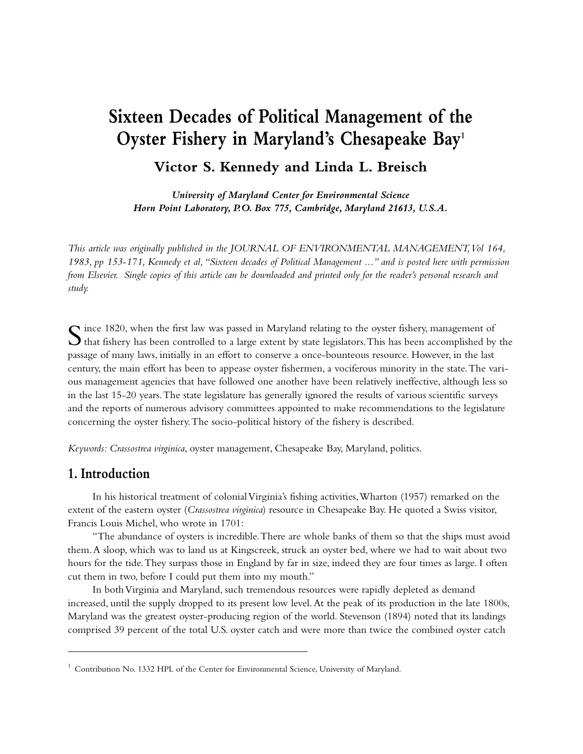# Sixteen Decades of Political Management of the Oyster Fishery in Maryland's Chesapeake Bay[1]

**Victor S. Kennedy and Linda L. Breisch**

***University of Maryland Center for Environmental Science***
***Horn Point Laboratory, P.O. Box 775, Cambridge, Maryland 21613, U.S.A.***

*This article was originally published in the JOURNAL OF ENVIRONMENTAL MANAGEMENT, Vol 164, 1983, pp 153-171, Kennedy et al, "Sixteen decades of Political Management ..." and is posted here with permission from Elsevier. Single copies of this article can be downloaded and printed only for the reader's personal research and study.*

Since 1820, when the first law was passed in Maryland relating to the oyster fishery, management of that fishery has been controlled to a large extent by state legislators. This has been accomplished by the passage of many laws, initially in an effort to conserve a once-bounteous resource. However, in the last century, the main effort has been to appease oyster fishermen, a vociferous minority in the state. The various management agencies that have followed one another have been relatively ineffective, although less so in the last 15-20 years. The state legislature has generally ignored the results of various scientific surveys and the reports of numerous advisory committees appointed to make recommendations to the legislature concerning the oyster fishery. The socio-political history of the fishery is described.

*Keywords: Crassostrea virginica*, oyster management, Chesapeake Bay, Maryland, politics.

## 1. Introduction

In his historical treatment of colonial Virginia's fishing activities, Wharton (1957) remarked on the extent of the eastern oyster (*Crassostrea virginica*) resource in Chesapeake Bay. He quoted a Swiss visitor, Francis Louis Michel, who wrote in 1701:

"The abundance of oysters is incredible. There are whole banks of them so that the ships must avoid them. A sloop, which was to land us at Kingscreek, struck an oyster bed, where we had to wait about two hours for the tide. They surpass those in England by far in size, indeed they are four times as large. I often cut them in two, before I could put them into my mouth."

In both Virginia and Maryland, such tremendous resources were rapidly depleted as demand increased, until the supply dropped to its present low level. At the peak of its production in the late 1800s, Maryland was the greatest oyster-producing region of the world. Stevenson (1894) noted that its landings comprised 39 percent of the total U.S. oyster catch and were more than twice the combined oyster catch

---

[1] Contribution No. 1332 HPL of the Center for Environmental Science, University of Maryland.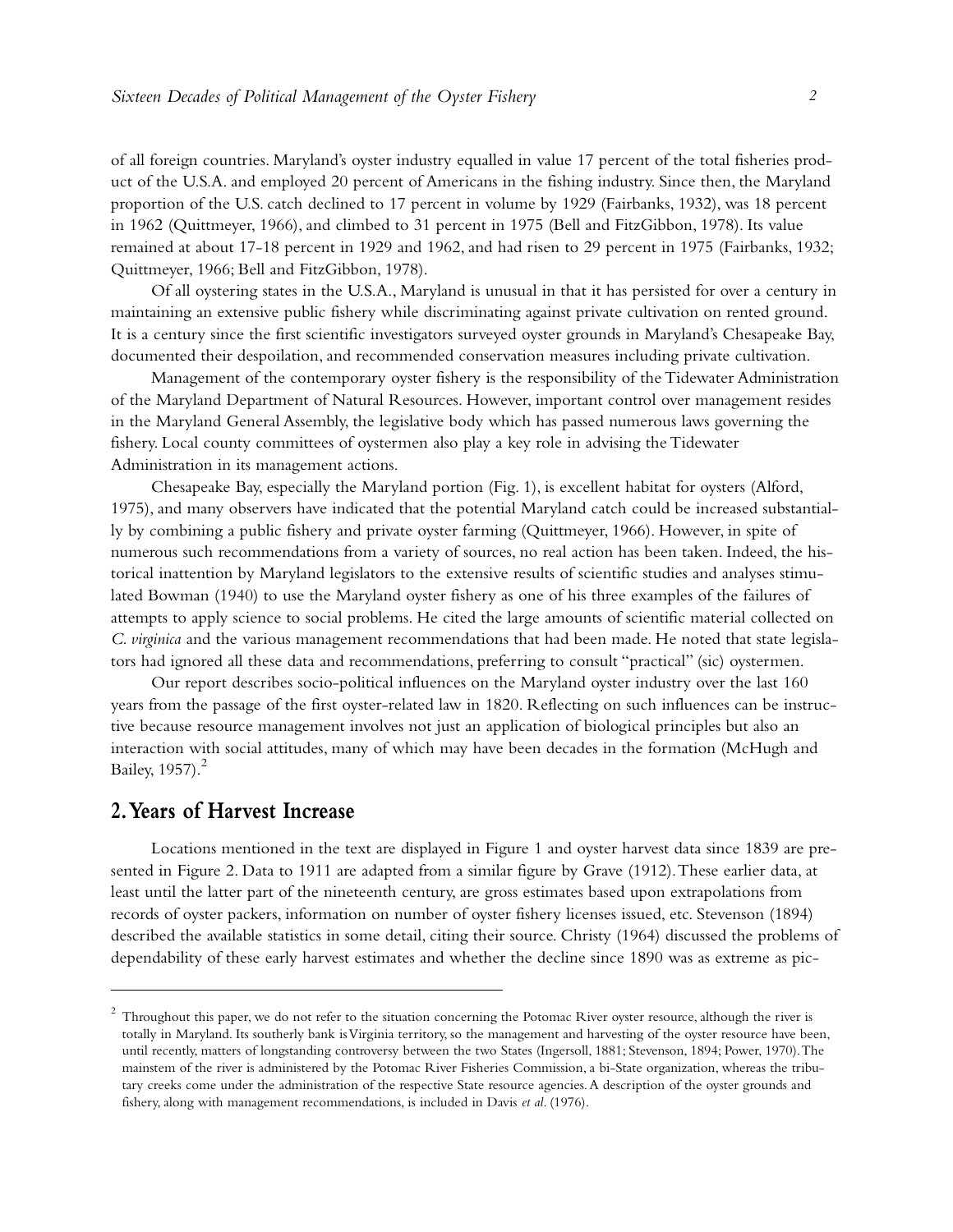of all foreign countries. Maryland's oyster industry equalled in value 17 percent of the total fisheries product of the U.S.A. and employed 20 percent of Americans in the fishing industry. Since then, the Maryland proportion of the U.S. catch declined to 17 percent in volume by 1929 (Fairbanks, 1932), was 18 percent in 1962 (Quittmeyer, 1966), and climbed to 31 percent in 1975 (Bell and FitzGibbon, 1978). Its value remained at about 17-18 percent in 1929 and 1962, and had risen to 29 percent in 1975 (Fairbanks, 1932; Quittmeyer, 1966; Bell and FitzGibbon, 1978).

Of all oystering states in the U.S.A., Maryland is unusual in that it has persisted for over a century in maintaining an extensive public fishery while discriminating against private cultivation on rented ground. It is a century since the first scientific investigators surveyed oyster grounds in Maryland's Chesapeake Bay, documented their despoilation, and recommended conservation measures including private cultivation.

Management of the contemporary oyster fishery is the responsibility of the Tidewater Administration of the Maryland Department of Natural Resources. However, important control over management resides in the Maryland General Assembly, the legislative body which has passed numerous laws governing the fishery. Local county committees of oystermen also play a key role in advising the Tidewater Administration in its management actions.

Chesapeake Bay, especially the Maryland portion (Fig. 1), is excellent habitat for oysters (Alford, 1975), and many observers have indicated that the potential Maryland catch could be increased substantially by combining a public fishery and private oyster farming (Quittmeyer, 1966). However, in spite of numerous such recommendations from a variety of sources, no real action has been taken. Indeed, the historical inattention by Maryland legislators to the extensive results of scientific studies and analyses stimulated Bowman (1940) to use the Maryland oyster fishery as one of his three examples of the failures of attempts to apply science to social problems. He cited the large amounts of scientific material collected on *C. virginica* and the various management recommendations that had been made. He noted that state legislators had ignored all these data and recommendations, preferring to consult "practical" (sic) oystermen.

Our report describes socio-political influences on the Maryland oyster industry over the last 160 years from the passage of the first oyster-related law in 1820. Reflecting on such influences can be instructive because resource management involves not just an application of biological principles but also an interaction with social attitudes, many of which may have been decades in the formation (McHugh and Bailey, 1957).[2]

## 2. Years of Harvest Increase

Locations mentioned in the text are displayed in Figure 1 and oyster harvest data since 1839 are presented in Figure 2. Data to 1911 are adapted from a similar figure by Grave (1912). These earlier data, at least until the latter part of the nineteenth century, are gross estimates based upon extrapolations from records of oyster packers, information on number of oyster fishery licenses issued, etc. Stevenson (1894) described the available statistics in some detail, citing their source. Christy (1964) discussed the problems of dependability of these early harvest estimates and whether the decline since 1890 was as extreme as pic-

---

[2] Throughout this paper, we do not refer to the situation concerning the Potomac River oyster resource, although the river is totally in Maryland. Its southerly bank is Virginia territory, so the management and harvesting of the oyster resource have been, until recently, matters of longstanding controversy between the two States (Ingersoll, 1881; Stevenson, 1894; Power, 1970). The mainstem of the river is administered by the Potomac River Fisheries Commission, a bi-State organization, whereas the tributary creeks come under the administration of the respective State resource agencies. A description of the oyster grounds and fishery, along with management recommendations, is included in Davis *et al.* (1976).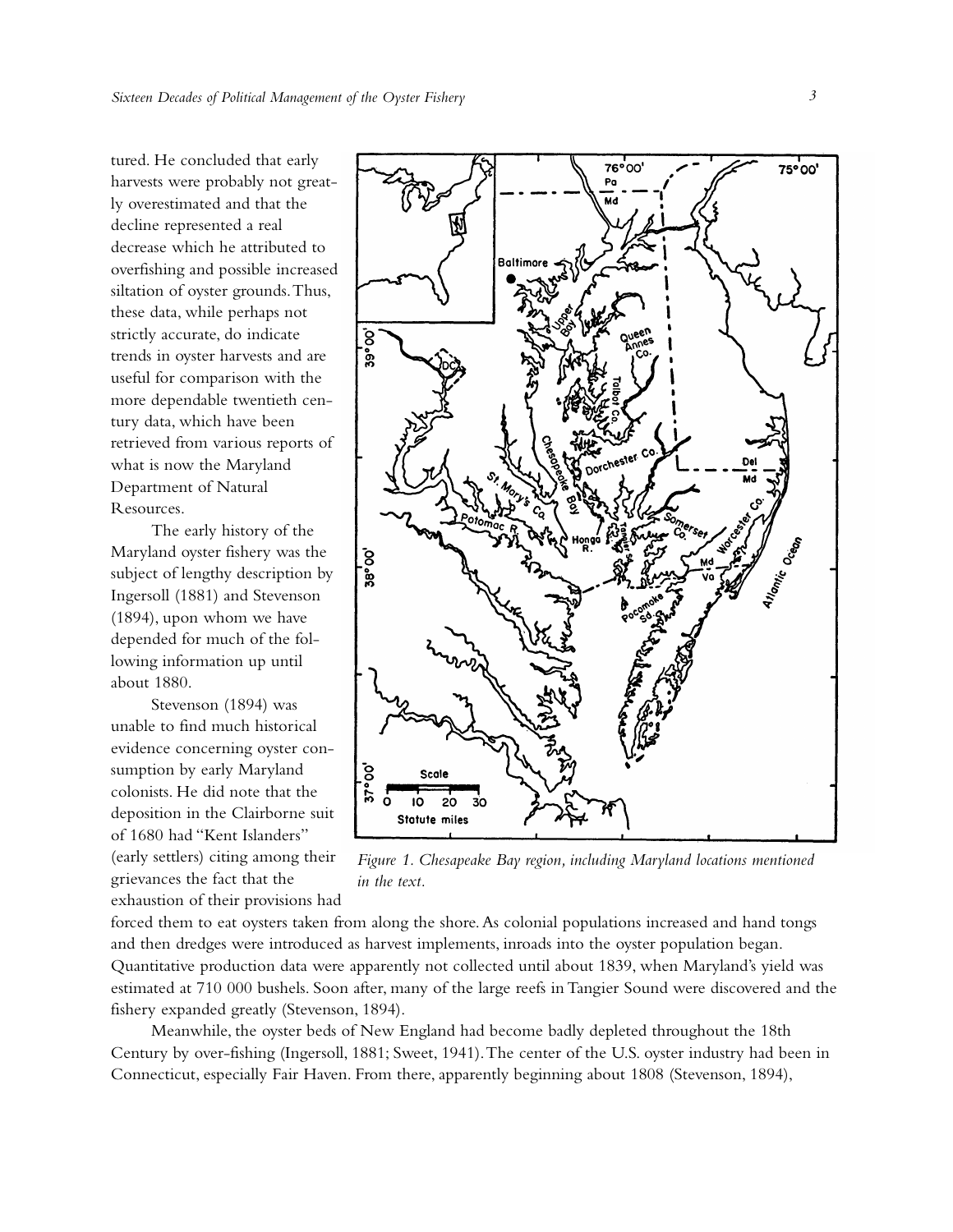tured. He concluded that early harvests were probably not greatly overestimated and that the decline represented a real decrease which he attributed to overfishing and possible increased siltation of oyster grounds. Thus, these data, while perhaps not strictly accurate, do indicate trends in oyster harvests and are useful for comparison with the more dependable twentieth century data, which have been retrieved from various reports of what is now the Maryland Department of Natural Resources.

The early history of the Maryland oyster fishery was the subject of lengthy description by Ingersoll (1881) and Stevenson (1894), upon whom we have depended for much of the following information up until about 1880.

Stevenson (1894) was unable to find much historical evidence concerning oyster consumption by early Maryland colonists. He did note that the deposition in the Clairborne suit of 1680 had "Kent Islanders" (early settlers) citing among their grievances the fact that the exhaustion of their provisions had forced them to eat oysters taken from along the shore. As colonial populations increased and hand tongs and then dredges were introduced as harvest implements, inroads into the oyster population began. Quantitative production data were apparently not collected until about 1839, when Maryland's yield was estimated at 710 000 bushels. Soon after, many of the large reefs in Tangier Sound were discovered and the fishery expanded greatly (Stevenson, 1894).

*Figure 1. Chesapeake Bay region, including Maryland locations mentioned in the text.*

Meanwhile, the oyster beds of New England had become badly depleted throughout the 18th Century by over-fishing (Ingersoll, 1881; Sweet, 1941). The center of the U.S. oyster industry had been in Connecticut, especially Fair Haven. From there, apparently beginning about 1808 (Stevenson, 1894),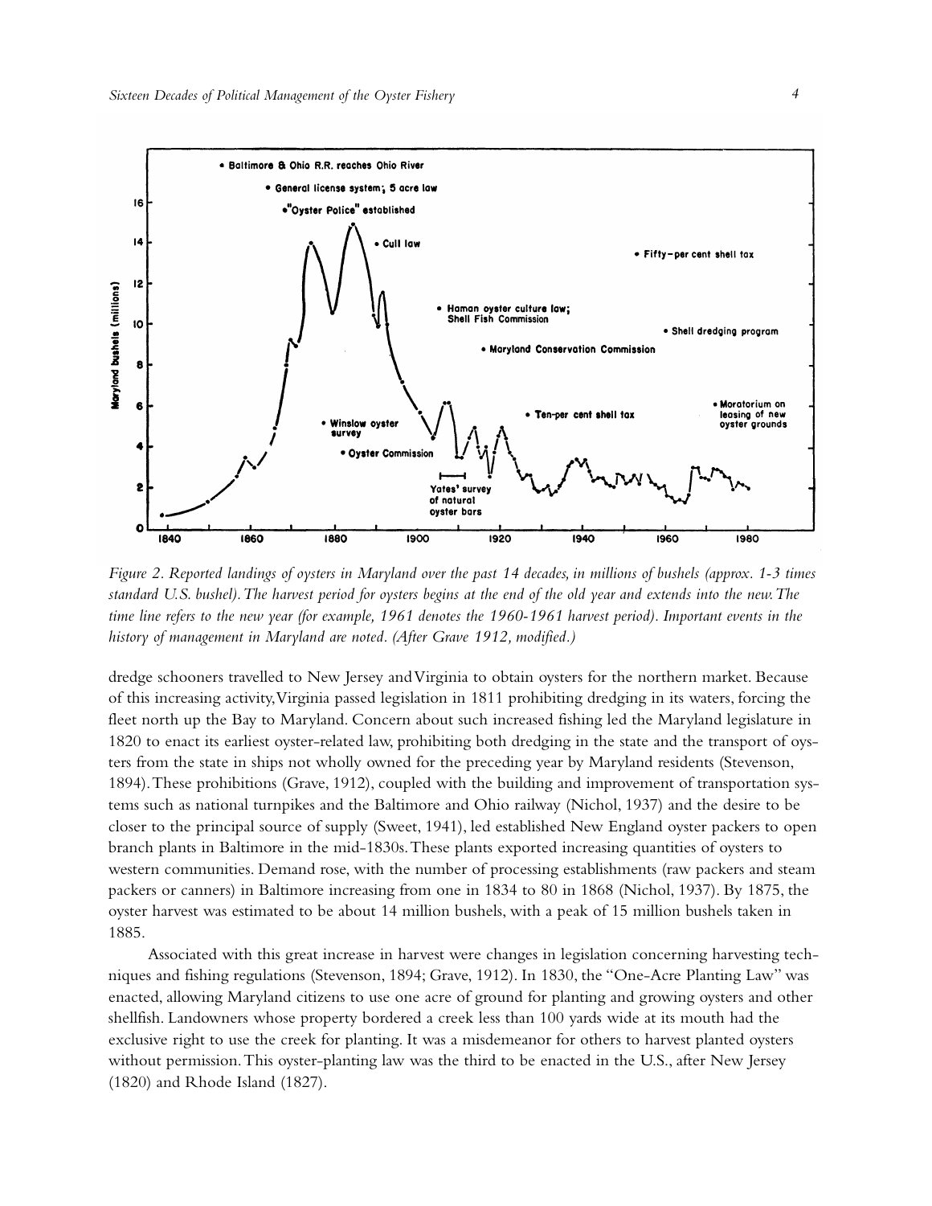*Figure 2. Reported landings of oysters in Maryland over the past 14 decades, in millions of bushels (approx. 1-3 times standard U.S. bushel). The harvest period for oysters begins at the end of the old year and extends into the new. The time line refers to the new year (for example, 1961 denotes the 1960-1961 harvest period). Important events in the history of management in Maryland are noted. (After Grave 1912, modified.)*

dredge schooners travelled to New Jersey and Virginia to obtain oysters for the northern market. Because of this increasing activity, Virginia passed legislation in 1811 prohibiting dredging in its waters, forcing the fleet north up the Bay to Maryland. Concern about such increased fishing led the Maryland legislature in 1820 to enact its earliest oyster-related law, prohibiting both dredging in the state and the transport of oysters from the state in ships not wholly owned for the preceding year by Maryland residents (Stevenson, 1894). These prohibitions (Grave, 1912), coupled with the building and improvement of transportation systems such as national turnpikes and the Baltimore and Ohio railway (Nichol, 1937) and the desire to be closer to the principal source of supply (Sweet, 1941), led established New England oyster packers to open branch plants in Baltimore in the mid-1830s. These plants exported increasing quantities of oysters to western communities. Demand rose, with the number of processing establishments (raw packers and steam packers or canners) in Baltimore increasing from one in 1834 to 80 in 1868 (Nichol, 1937). By 1875, the oyster harvest was estimated to be about 14 million bushels, with a peak of 15 million bushels taken in 1885.

Associated with this great increase in harvest were changes in legislation concerning harvesting techniques and fishing regulations (Stevenson, 1894; Grave, 1912). In 1830, the "One-Acre Planting Law" was enacted, allowing Maryland citizens to use one acre of ground for planting and growing oysters and other shellfish. Landowners whose property bordered a creek less than 100 yards wide at its mouth had the exclusive right to use the creek for planting. It was a misdemeanor for others to harvest planted oysters without permission. This oyster-planting law was the third to be enacted in the U.S., after New Jersey (1820) and Rhode Island (1827).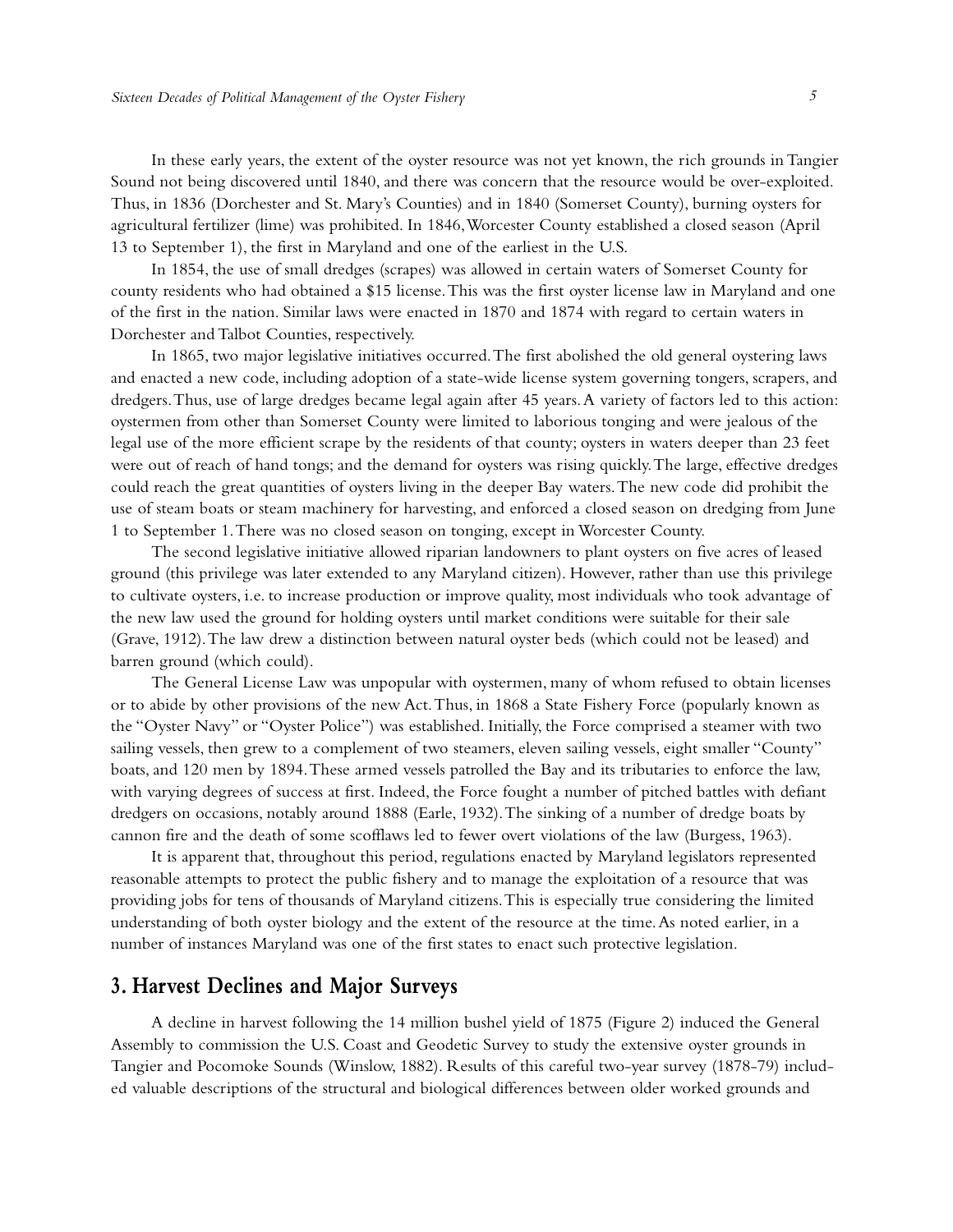In these early years, the extent of the oyster resource was not yet known, the rich grounds in Tangier Sound not being discovered until 1840, and there was concern that the resource would be over-exploited. Thus, in 1836 (Dorchester and St. Mary's Counties) and in 1840 (Somerset County), burning oysters for agricultural fertilizer (lime) was prohibited. In 1846, Worcester County established a closed season (April 13 to September 1), the first in Maryland and one of the earliest in the U.S.

In 1854, the use of small dredges (scrapes) was allowed in certain waters of Somerset County for county residents who had obtained a $15 license. This was the first oyster license law in Maryland and one of the first in the nation. Similar laws were enacted in 1870 and 1874 with regard to certain waters in Dorchester and Talbot Counties, respectively.

In 1865, two major legislative initiatives occurred. The first abolished the old general oystering laws and enacted a new code, including adoption of a state-wide license system governing tongers, scrapers, and dredgers. Thus, use of large dredges became legal again after 45 years. A variety of factors led to this action: oystermen from other than Somerset County were limited to laborious tonging and were jealous of the legal use of the more efficient scrape by the residents of that county; oysters in waters deeper than 23 feet were out of reach of hand tongs; and the demand for oysters was rising quickly. The large, effective dredges could reach the great quantities of oysters living in the deeper Bay waters. The new code did prohibit the use of steam boats or steam machinery for harvesting, and enforced a closed season on dredging from June 1 to September 1. There was no closed season on tonging, except in Worcester County.

The second legislative initiative allowed riparian landowners to plant oysters on five acres of leased ground (this privilege was later extended to any Maryland citizen). However, rather than use this privilege to cultivate oysters, i.e. to increase production or improve quality, most individuals who took advantage of the new law used the ground for holding oysters until market conditions were suitable for their sale (Grave, 1912). The law drew a distinction between natural oyster beds (which could not be leased) and barren ground (which could).

The General License Law was unpopular with oystermen, many of whom refused to obtain licenses or to abide by other provisions of the new Act. Thus, in 1868 a State Fishery Force (popularly known as the "Oyster Navy" or "Oyster Police") was established. Initially, the Force comprised a steamer with two sailing vessels, then grew to a complement of two steamers, eleven sailing vessels, eight smaller "County" boats, and 120 men by 1894. These armed vessels patrolled the Bay and its tributaries to enforce the law, with varying degrees of success at first. Indeed, the Force fought a number of pitched battles with defiant dredgers on occasions, notably around 1888 (Earle, 1932). The sinking of a number of dredge boats by cannon fire and the death of some scofflaws led to fewer overt violations of the law (Burgess, 1963).

It is apparent that, throughout this period, regulations enacted by Maryland legislators represented reasonable attempts to protect the public fishery and to manage the exploitation of a resource that was providing jobs for tens of thousands of Maryland citizens. This is especially true considering the limited understanding of both oyster biology and the extent of the resource at the time. As noted earlier, in a number of instances Maryland was one of the first states to enact such protective legislation.

## 3. Harvest Declines and Major Surveys

A decline in harvest following the 14 million bushel yield of 1875 (Figure 2) induced the General Assembly to commission the U.S. Coast and Geodetic Survey to study the extensive oyster grounds in Tangier and Pocomoke Sounds (Winslow, 1882). Results of this careful two-year survey (1878-79) included valuable descriptions of the structural and biological differences between older worked grounds and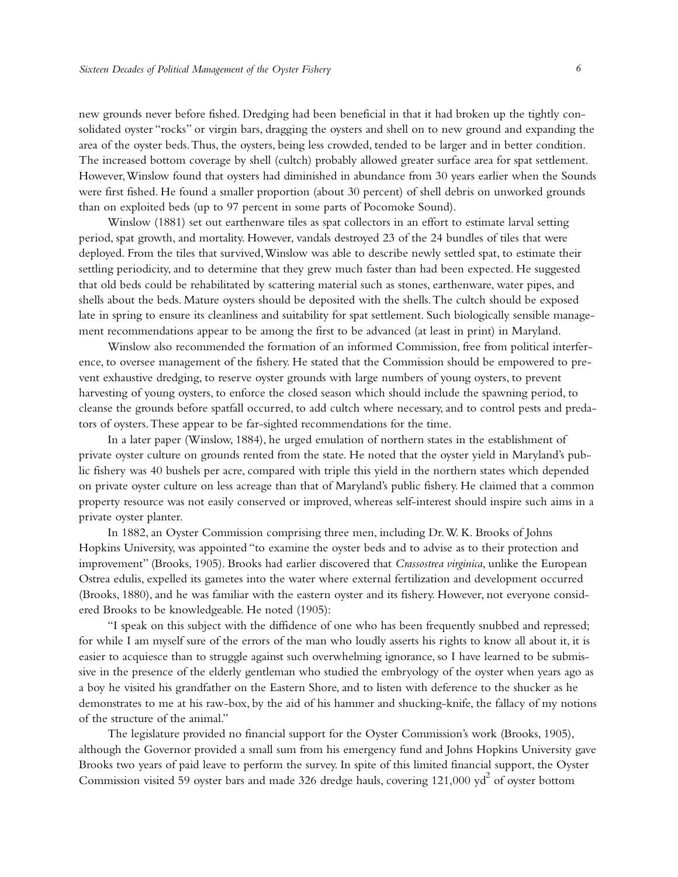new grounds never before fished. Dredging had been beneficial in that it had broken up the tightly consolidated oyster "rocks" or virgin bars, dragging the oysters and shell on to new ground and expanding the area of the oyster beds. Thus, the oysters, being less crowded, tended to be larger and in better condition. The increased bottom coverage by shell (cultch) probably allowed greater surface area for spat settlement. However, Winslow found that oysters had diminished in abundance from 30 years earlier when the Sounds were first fished. He found a smaller proportion (about 30 percent) of shell debris on unworked grounds than on exploited beds (up to 97 percent in some parts of Pocomoke Sound).

Winslow (1881) set out earthenware tiles as spat collectors in an effort to estimate larval setting period, spat growth, and mortality. However, vandals destroyed 23 of the 24 bundles of tiles that were deployed. From the tiles that survived, Winslow was able to describe newly settled spat, to estimate their settling periodicity, and to determine that they grew much faster than had been expected. He suggested that old beds could be rehabilitated by scattering material such as stones, earthenware, water pipes, and shells about the beds. Mature oysters should be deposited with the shells. The cultch should be exposed late in spring to ensure its cleanliness and suitability for spat settlement. Such biologically sensible management recommendations appear to be among the first to be advanced (at least in print) in Maryland.

Winslow also recommended the formation of an informed Commission, free from political interference, to oversee management of the fishery. He stated that the Commission should be empowered to prevent exhaustive dredging, to reserve oyster grounds with large numbers of young oysters, to prevent harvesting of young oysters, to enforce the closed season which should include the spawning period, to cleanse the grounds before spatfall occurred, to add cultch where necessary, and to control pests and predators of oysters. These appear to be far-sighted recommendations for the time.

In a later paper (Winslow, 1884), he urged emulation of northern states in the establishment of private oyster culture on grounds rented from the state. He noted that the oyster yield in Maryland's public fishery was 40 bushels per acre, compared with triple this yield in the northern states which depended on private oyster culture on less acreage than that of Maryland's public fishery. He claimed that a common property resource was not easily conserved or improved, whereas self-interest should inspire such aims in a private oyster planter.

In 1882, an Oyster Commission comprising three men, including Dr. W. K. Brooks of Johns Hopkins University, was appointed "to examine the oyster beds and to advise as to their protection and improvement" (Brooks, 1905). Brooks had earlier discovered that *Crassostrea virginica*, unlike the European Ostrea edulis, expelled its gametes into the water where external fertilization and development occurred (Brooks, 1880), and he was familiar with the eastern oyster and its fishery. However, not everyone considered Brooks to be knowledgeable. He noted (1905):

"I speak on this subject with the diffidence of one who has been frequently snubbed and repressed; for while I am myself sure of the errors of the man who loudly asserts his rights to know all about it, it is easier to acquiesce than to struggle against such overwhelming ignorance, so I have learned to be submissive in the presence of the elderly gentleman who studied the embryology of the oyster when years ago as a boy he visited his grandfather on the Eastern Shore, and to listen with deference to the shucker as he demonstrates to me at his raw-box, by the aid of his hammer and shucking-knife, the fallacy of my notions of the structure of the animal."

The legislature provided no financial support for the Oyster Commission's work (Brooks, 1905), although the Governor provided a small sum from his emergency fund and Johns Hopkins University gave Brooks two years of paid leave to perform the survey. In spite of this limited financial support, the Oyster Commission visited 59 oyster bars and made 326 dredge hauls, covering 121,000 $yd^2$ of oyster bottom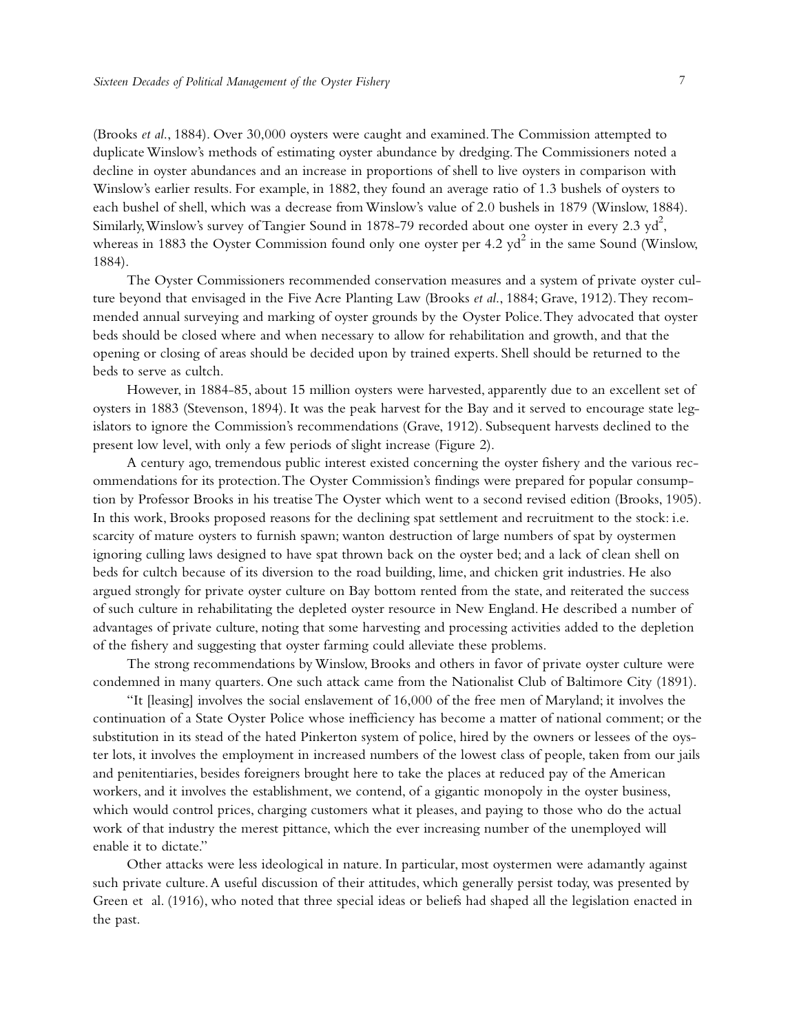(Brooks *et al*., 1884). Over 30,000 oysters were caught and examined. The Commission attempted to duplicate Winslow's methods of estimating oyster abundance by dredging. The Commissioners noted a decline in oyster abundances and an increase in proportions of shell to live oysters in comparison with Winslow's earlier results. For example, in 1882, they found an average ratio of 1.3 bushels of oysters to each bushel of shell, which was a decrease from Winslow's value of 2.0 bushels in 1879 (Winslow, 1884). Similarly, Winslow's survey of Tangier Sound in 1878-79 recorded about one oyster in every 2.3 $yd^2$, whereas in 1883 the Oyster Commission found only one oyster per 4.2 $yd^2$ in the same Sound (Winslow, 1884).

The Oyster Commissioners recommended conservation measures and a system of private oyster culture beyond that envisaged in the Five Acre Planting Law (Brooks *et al*., 1884; Grave, 1912). They recommended annual surveying and marking of oyster grounds by the Oyster Police. They advocated that oyster beds should be closed where and when necessary to allow for rehabilitation and growth, and that the opening or closing of areas should be decided upon by trained experts. Shell should be returned to the beds to serve as cultch.

However, in 1884-85, about 15 million oysters were harvested, apparently due to an excellent set of oysters in 1883 (Stevenson, 1894). It was the peak harvest for the Bay and it served to encourage state legislators to ignore the Commission's recommendations (Grave, 1912). Subsequent harvests declined to the present low level, with only a few periods of slight increase (Figure 2).

A century ago, tremendous public interest existed concerning the oyster fishery and the various recommendations for its protection. The Oyster Commission's findings were prepared for popular consumption by Professor Brooks in his treatise The Oyster which went to a second revised edition (Brooks, 1905). In this work, Brooks proposed reasons for the declining spat settlement and recruitment to the stock: i.e. scarcity of mature oysters to furnish spawn; wanton destruction of large numbers of spat by oystermen ignoring culling laws designed to have spat thrown back on the oyster bed; and a lack of clean shell on beds for cultch because of its diversion to the road building, lime, and chicken grit industries. He also argued strongly for private oyster culture on Bay bottom rented from the state, and reiterated the success of such culture in rehabilitating the depleted oyster resource in New England. He described a number of advantages of private culture, noting that some harvesting and processing activities added to the depletion of the fishery and suggesting that oyster farming could alleviate these problems.

The strong recommendations by Winslow, Brooks and others in favor of private oyster culture were condemned in many quarters. One such attack came from the Nationalist Club of Baltimore City (1891).

"It [leasing] involves the social enslavement of 16,000 of the free men of Maryland; it involves the continuation of a State Oyster Police whose inefficiency has become a matter of national comment; or the substitution in its stead of the hated Pinkerton system of police, hired by the owners or lessees of the oyster lots, it involves the employment in increased numbers of the lowest class of people, taken from our jails and penitentiaries, besides foreigners brought here to take the places at reduced pay of the American workers, and it involves the establishment, we contend, of a gigantic monopoly in the oyster business, which would control prices, charging customers what it pleases, and paying to those who do the actual work of that industry the merest pittance, which the ever increasing number of the unemployed will enable it to dictate."

Other attacks were less ideological in nature. In particular, most oystermen were adamantly against such private culture. A useful discussion of their attitudes, which generally persist today, was presented by Green et al. (1916), who noted that three special ideas or beliefs had shaped all the legislation enacted in the past.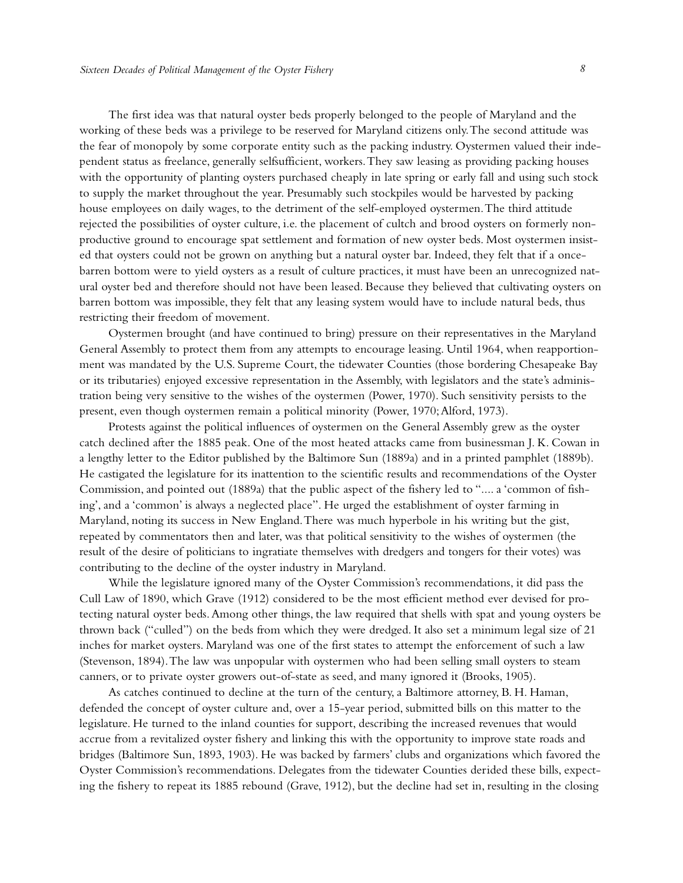The first idea was that natural oyster beds properly belonged to the people of Maryland and the working of these beds was a privilege to be reserved for Maryland citizens only. The second attitude was the fear of monopoly by some corporate entity such as the packing industry. Oystermen valued their independent status as freelance, generally selfsufficient, workers. They saw leasing as providing packing houses with the opportunity of planting oysters purchased cheaply in late spring or early fall and using such stock to supply the market throughout the year. Presumably such stockpiles would be harvested by packing house employees on daily wages, to the detriment of the self-employed oystermen. The third attitude rejected the possibilities of oyster culture, i.e. the placement of cultch and brood oysters on formerly nonproductive ground to encourage spat settlement and formation of new oyster beds. Most oystermen insisted that oysters could not be grown on anything but a natural oyster bar. Indeed, they felt that if a once-barren bottom were to yield oysters as a result of culture practices, it must have been an unrecognized natural oyster bed and therefore should not have been leased. Because they believed that cultivating oysters on barren bottom was impossible, they felt that any leasing system would have to include natural beds, thus restricting their freedom of movement.

Oystermen brought (and have continued to bring) pressure on their representatives in the Maryland General Assembly to protect them from any attempts to encourage leasing. Until 1964, when reapportionment was mandated by the U.S. Supreme Court, the tidewater Counties (those bordering Chesapeake Bay or its tributaries) enjoyed excessive representation in the Assembly, with legislators and the state's administration being very sensitive to the wishes of the oystermen (Power, 1970). Such sensitivity persists to the present, even though oystermen remain a political minority (Power, 1970; Alford, 1973).

Protests against the political influences of oystermen on the General Assembly grew as the oyster catch declined after the 1885 peak. One of the most heated attacks came from businessman J. K. Cowan in a lengthy letter to the Editor published by the Baltimore Sun (1889a) and in a printed pamphlet (1889b). He castigated the legislature for its inattention to the scientific results and recommendations of the Oyster Commission, and pointed out (1889a) that the public aspect of the fishery led to ".... a 'common of fishing', and a 'common' is always a neglected place". He urged the establishment of oyster farming in Maryland, noting its success in New England. There was much hyperbole in his writing but the gist, repeated by commentators then and later, was that political sensitivity to the wishes of oystermen (the result of the desire of politicians to ingratiate themselves with dredgers and tongers for their votes) was contributing to the decline of the oyster industry in Maryland.

While the legislature ignored many of the Oyster Commission's recommendations, it did pass the Cull Law of 1890, which Grave (1912) considered to be the most efficient method ever devised for protecting natural oyster beds. Among other things, the law required that shells with spat and young oysters be thrown back ("culled") on the beds from which they were dredged. It also set a minimum legal size of 21 inches for market oysters. Maryland was one of the first states to attempt the enforcement of such a law (Stevenson, 1894). The law was unpopular with oystermen who had been selling small oysters to steam canners, or to private oyster growers out-of-state as seed, and many ignored it (Brooks, 1905).

As catches continued to decline at the turn of the century, a Baltimore attorney, B. H. Haman, defended the concept of oyster culture and, over a 15-year period, submitted bills on this matter to the legislature. He turned to the inland counties for support, describing the increased revenues that would accrue from a revitalized oyster fishery and linking this with the opportunity to improve state roads and bridges (Baltimore Sun, 1893, 1903). He was backed by farmers' clubs and organizations which favored the Oyster Commission's recommendations. Delegates from the tidewater Counties derided these bills, expecting the fishery to repeat its 1885 rebound (Grave, 1912), but the decline had set in, resulting in the closing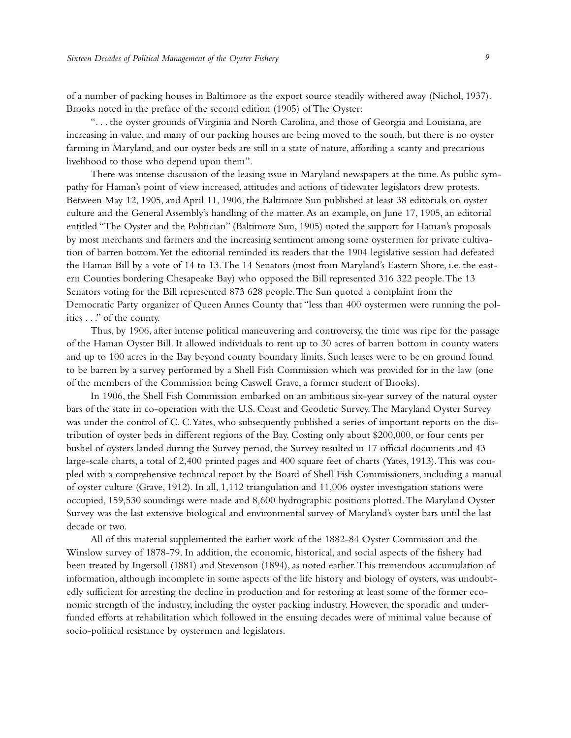of a number of packing houses in Baltimore as the export source steadily withered away (Nichol, 1937). Brooks noted in the preface of the second edition (1905) of The Oyster:

"... the oyster grounds of Virginia and North Carolina, and those of Georgia and Louisiana, are increasing in value, and many of our packing houses are being moved to the south, but there is no oyster farming in Maryland, and our oyster beds are still in a state of nature, affording a scanty and precarious livelihood to those who depend upon them".

There was intense discussion of the leasing issue in Maryland newspapers at the time. As public sympathy for Haman's point of view increased, attitudes and actions of tidewater legislators drew protests. Between May 12, 1905, and April 11, 1906, the Baltimore Sun published at least 38 editorials on oyster culture and the General Assembly's handling of the matter. As an example, on June 17, 1905, an editorial entitled "The Oyster and the Politician" (Baltimore Sun, 1905) noted the support for Haman's proposals by most merchants and farmers and the increasing sentiment among some oystermen for private cultivation of barren bottom. Yet the editorial reminded its readers that the 1904 legislative session had defeated the Haman Bill by a vote of 14 to 13. The 14 Senators (most from Maryland's Eastern Shore, i.e. the eastern Counties bordering Chesapeake Bay) who opposed the Bill represented 316 322 people. The 13 Senators voting for the Bill represented 873 628 people. The Sun quoted a complaint from the Democratic Party organizer of Queen Annes County that "less than 400 oystermen were running the politics ..." of the county.

Thus, by 1906, after intense political maneuvering and controversy, the time was ripe for the passage of the Haman Oyster Bill. It allowed individuals to rent up to 30 acres of barren bottom in county waters and up to 100 acres in the Bay beyond county boundary limits. Such leases were to be on ground found to be barren by a survey performed by a Shell Fish Commission which was provided for in the law (one of the members of the Commission being Caswell Grave, a former student of Brooks).

In 1906, the Shell Fish Commission embarked on an ambitious six-year survey of the natural oyster bars of the state in co-operation with the U.S. Coast and Geodetic Survey. The Maryland Oyster Survey was under the control of C. C. Yates, who subsequently published a series of important reports on the distribution of oyster beds in different regions of the Bay. Costing only about $200,000, or four cents per bushel of oysters landed during the Survey period, the Survey resulted in 17 official documents and 43 large-scale charts, a total of 2,400 printed pages and 400 square feet of charts (Yates, 1913). This was coupled with a comprehensive technical report by the Board of Shell Fish Commissioners, including a manual of oyster culture (Grave, 1912). In all, 1,112 triangulation and 11,006 oyster investigation stations were occupied, 159,530 soundings were made and 8,600 hydrographic positions plotted. The Maryland Oyster Survey was the last extensive biological and environmental survey of Maryland's oyster bars until the last decade or two.

All of this material supplemented the earlier work of the 1882-84 Oyster Commission and the Winslow survey of 1878-79. In addition, the economic, historical, and social aspects of the fishery had been treated by Ingersoll (1881) and Stevenson (1894), as noted earlier. This tremendous accumulation of information, although incomplete in some aspects of the life history and biology of oysters, was undoubtedly sufficient for arresting the decline in production and for restoring at least some of the former economic strength of the industry, including the oyster packing industry. However, the sporadic and underfunded efforts at rehabilitation which followed in the ensuing decades were of minimal value because of socio-political resistance by oystermen and legislators.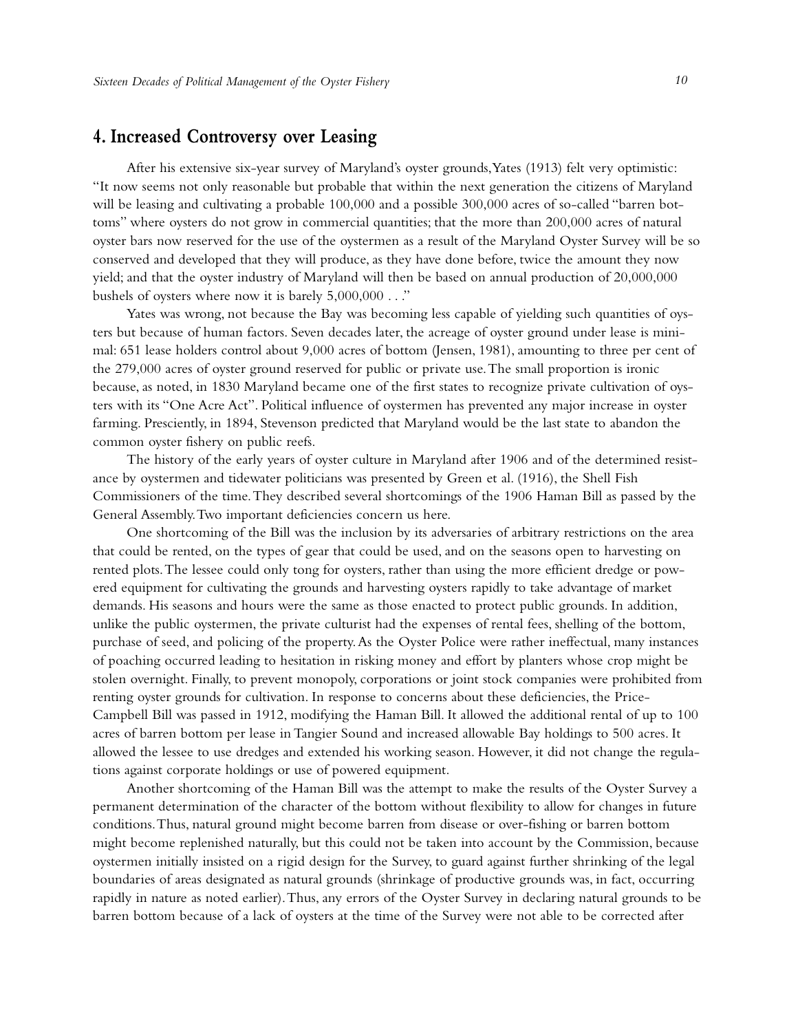## 4. Increased Controversy over Leasing

After his extensive six-year survey of Maryland's oyster grounds, Yates (1913) felt very optimistic: "It now seems not only reasonable but probable that within the next generation the citizens of Maryland will be leasing and cultivating a probable 100,000 and a possible 300,000 acres of so-called "barren bottoms" where oysters do not grow in commercial quantities; that the more than 200,000 acres of natural oyster bars now reserved for the use of the oystermen as a result of the Maryland Oyster Survey will be so conserved and developed that they will produce, as they have done before, twice the amount they now yield; and that the oyster industry of Maryland will then be based on annual production of 20,000,000 bushels of oysters where now it is barely 5,000,000 . . ."

Yates was wrong, not because the Bay was becoming less capable of yielding such quantities of oysters but because of human factors. Seven decades later, the acreage of oyster ground under lease is minimal: 651 lease holders control about 9,000 acres of bottom (Jensen, 1981), amounting to three per cent of the 279,000 acres of oyster ground reserved for public or private use. The small proportion is ironic because, as noted, in 1830 Maryland became one of the first states to recognize private cultivation of oysters with its "One Acre Act". Political influence of oystermen has prevented any major increase in oyster farming. Presciently, in 1894, Stevenson predicted that Maryland would be the last state to abandon the common oyster fishery on public reefs.

The history of the early years of oyster culture in Maryland after 1906 and of the determined resistance by oystermen and tidewater politicians was presented by Green et al. (1916), the Shell Fish Commissioners of the time. They described several shortcomings of the 1906 Haman Bill as passed by the General Assembly. Two important deficiencies concern us here.

One shortcoming of the Bill was the inclusion by its adversaries of arbitrary restrictions on the area that could be rented, on the types of gear that could be used, and on the seasons open to harvesting on rented plots. The lessee could only tong for oysters, rather than using the more efficient dredge or powered equipment for cultivating the grounds and harvesting oysters rapidly to take advantage of market demands. His seasons and hours were the same as those enacted to protect public grounds. In addition, unlike the public oystermen, the private culturist had the expenses of rental fees, shelling of the bottom, purchase of seed, and policing of the property. As the Oyster Police were rather ineffectual, many instances of poaching occurred leading to hesitation in risking money and effort by planters whose crop might be stolen overnight. Finally, to prevent monopoly, corporations or joint stock companies were prohibited from renting oyster grounds for cultivation. In response to concerns about these deficiencies, the Price-Campbell Bill was passed in 1912, modifying the Haman Bill. It allowed the additional rental of up to 100 acres of barren bottom per lease in Tangier Sound and increased allowable Bay holdings to 500 acres. It allowed the lessee to use dredges and extended his working season. However, it did not change the regulations against corporate holdings or use of powered equipment.

Another shortcoming of the Haman Bill was the attempt to make the results of the Oyster Survey a permanent determination of the character of the bottom without flexibility to allow for changes in future conditions. Thus, natural ground might become barren from disease or over-fishing or barren bottom might become replenished naturally, but this could not be taken into account by the Commission, because oystermen initially insisted on a rigid design for the Survey, to guard against further shrinking of the legal boundaries of areas designated as natural grounds (shrinkage of productive grounds was, in fact, occurring rapidly in nature as noted earlier). Thus, any errors of the Oyster Survey in declaring natural grounds to be barren bottom because of a lack of oysters at the time of the Survey were not able to be corrected after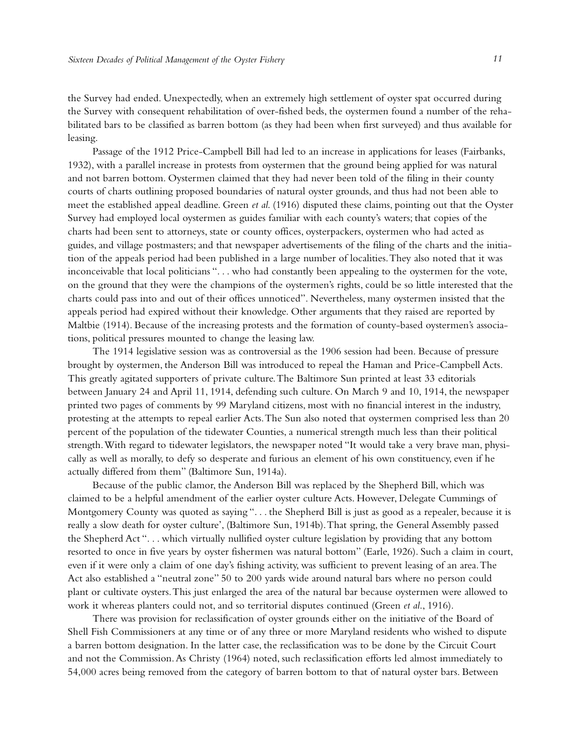the Survey had ended. Unexpectedly, when an extremely high settlement of oyster spat occurred during the Survey with consequent rehabilitation of over-fished beds, the oystermen found a number of the rehabilitated bars to be classified as barren bottom (as they had been when first surveyed) and thus available for leasing.

Passage of the 1912 Price-Campbell Bill had led to an increase in applications for leases (Fairbanks, 1932), with a parallel increase in protests from oystermen that the ground being applied for was natural and not barren bottom. Oystermen claimed that they had never been told of the filing in their county courts of charts outlining proposed boundaries of natural oyster grounds, and thus had not been able to meet the established appeal deadline. Green *et al.* (1916) disputed these claims, pointing out that the Oyster Survey had employed local oystermen as guides familiar with each county's waters; that copies of the charts had been sent to attorneys, state or county offices, oysterpackers, oystermen who had acted as guides, and village postmasters; and that newspaper advertisements of the filing of the charts and the initiation of the appeals period had been published in a large number of localities. They also noted that it was inconceivable that local politicians ". . . who had constantly been appealing to the oystermen for the vote, on the ground that they were the champions of the oystermen's rights, could be so little interested that the charts could pass into and out of their offices unnoticed". Nevertheless, many oystermen insisted that the appeals period had expired without their knowledge. Other arguments that they raised are reported by Maltbie (1914). Because of the increasing protests and the formation of county-based oystermen's associations, political pressures mounted to change the leasing law.

The 1914 legislative session was as controversial as the 1906 session had been. Because of pressure brought by oystermen, the Anderson Bill was introduced to repeal the Haman and Price-Campbell Acts. This greatly agitated supporters of private culture. The Baltimore Sun printed at least 33 editorials between January 24 and April 11, 1914, defending such culture. On March 9 and 10, 1914, the newspaper printed two pages of comments by 99 Maryland citizens, most with no financial interest in the industry, protesting at the attempts to repeal earlier Acts. The Sun also noted that oystermen comprised less than 20 percent of the population of the tidewater Counties, a numerical strength much less than their political strength. With regard to tidewater legislators, the newspaper noted "It would take a very brave man, physically as well as morally, to defy so desperate and furious an element of his own constituency, even if he actually differed from them" (Baltimore Sun, 1914a).

Because of the public clamor, the Anderson Bill was replaced by the Shepherd Bill, which was claimed to be a helpful amendment of the earlier oyster culture Acts. However, Delegate Cummings of Montgomery County was quoted as saying ". . . the Shepherd Bill is just as good as a repealer, because it is really a slow death for oyster culture', (Baltimore Sun, 1914b). That spring, the General Assembly passed the Shepherd Act ". . . which virtually nullified oyster culture legislation by providing that any bottom resorted to once in five years by oyster fishermen was natural bottom" (Earle, 1926). Such a claim in court, even if it were only a claim of one day's fishing activity, was sufficient to prevent leasing of an area. The Act also established a "neutral zone" 50 to 200 yards wide around natural bars where no person could plant or cultivate oysters. This just enlarged the area of the natural bar because oystermen were allowed to work it whereas planters could not, and so territorial disputes continued (Green *et al.*, 1916).

There was provision for reclassification of oyster grounds either on the initiative of the Board of Shell Fish Commissioners at any time or of any three or more Maryland residents who wished to dispute a barren bottom designation. In the latter case, the reclassification was to be done by the Circuit Court and not the Commission. As Christy (1964) noted, such reclassification efforts led almost immediately to 54,000 acres being removed from the category of barren bottom to that of natural oyster bars. Between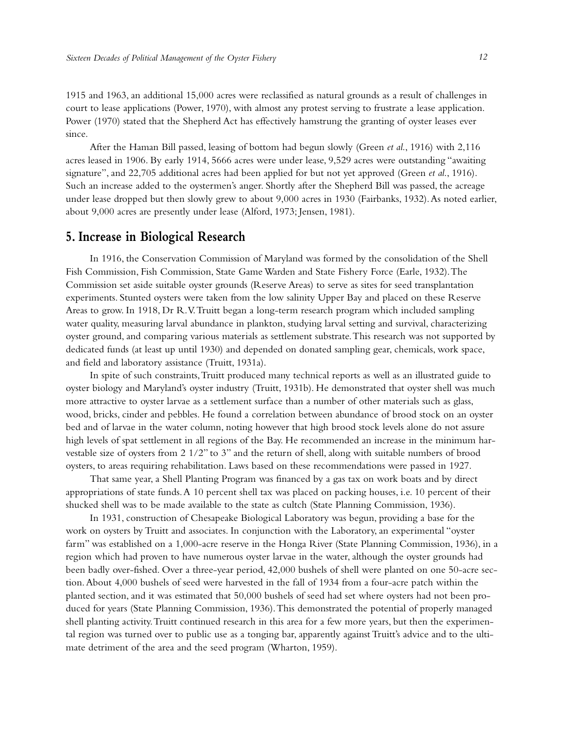1915 and 1963, an additional 15,000 acres were reclassified as natural grounds as a result of challenges in court to lease applications (Power, 1970), with almost any protest serving to frustrate a lease application. Power (1970) stated that the Shepherd Act has effectively hamstrung the granting of oyster leases ever since.

After the Haman Bill passed, leasing of bottom had begun slowly (Green *et al.*, 1916) with 2,116 acres leased in 1906. By early 1914, 5666 acres were under lease, 9,529 acres were outstanding "awaiting signature", and 22,705 additional acres had been applied for but not yet approved (Green *et al.*, 1916). Such an increase added to the oystermen's anger. Shortly after the Shepherd Bill was passed, the acreage under lease dropped but then slowly grew to about 9,000 acres in 1930 (Fairbanks, 1932). As noted earlier, about 9,000 acres are presently under lease (Alford, 1973; Jensen, 1981).

## 5. Increase in Biological Research

In 1916, the Conservation Commission of Maryland was formed by the consolidation of the Shell Fish Commission, Fish Commission, State Game Warden and State Fishery Force (Earle, 1932). The Commission set aside suitable oyster grounds (Reserve Areas) to serve as sites for seed transplantation experiments. Stunted oysters were taken from the low salinity Upper Bay and placed on these Reserve Areas to grow. In 1918, Dr R.V. Truitt began a long-term research program which included sampling water quality, measuring larval abundance in plankton, studying larval setting and survival, characterizing oyster ground, and comparing various materials as settlement substrate. This research was not supported by dedicated funds (at least up until 1930) and depended on donated sampling gear, chemicals, work space, and field and laboratory assistance (Truitt, 1931a).

In spite of such constraints, Truitt produced many technical reports as well as an illustrated guide to oyster biology and Maryland's oyster industry (Truitt, 1931b). He demonstrated that oyster shell was much more attractive to oyster larvae as a settlement surface than a number of other materials such as glass, wood, bricks, cinder and pebbles. He found a correlation between abundance of brood stock on an oyster bed and of larvae in the water column, noting however that high brood stock levels alone do not assure high levels of spat settlement in all regions of the Bay. He recommended an increase in the minimum harvestable size of oysters from 2 1/2" to 3" and the return of shell, along with suitable numbers of brood oysters, to areas requiring rehabilitation. Laws based on these recommendations were passed in 1927.

That same year, a Shell Planting Program was financed by a gas tax on work boats and by direct appropriations of state funds. A 10 percent shell tax was placed on packing houses, i.e. 10 percent of their shucked shell was to be made available to the state as cultch (State Planning Commission, 1936).

In 1931, construction of Chesapeake Biological Laboratory was begun, providing a base for the work on oysters by Truitt and associates. In conjunction with the Laboratory, an experimental "oyster farm" was established on a 1,000-acre reserve in the Honga River (State Planning Commission, 1936), in a region which had proven to have numerous oyster larvae in the water, although the oyster grounds had been badly over-fished. Over a three-year period, 42,000 bushels of shell were planted on one 50-acre section. About 4,000 bushels of seed were harvested in the fall of 1934 from a four-acre patch within the planted section, and it was estimated that 50,000 bushels of seed had set where oysters had not been produced for years (State Planning Commission, 1936). This demonstrated the potential of properly managed shell planting activity. Truitt continued research in this area for a few more years, but then the experimental region was turned over to public use as a tonging bar, apparently against Truitt's advice and to the ultimate detriment of the area and the seed program (Wharton, 1959).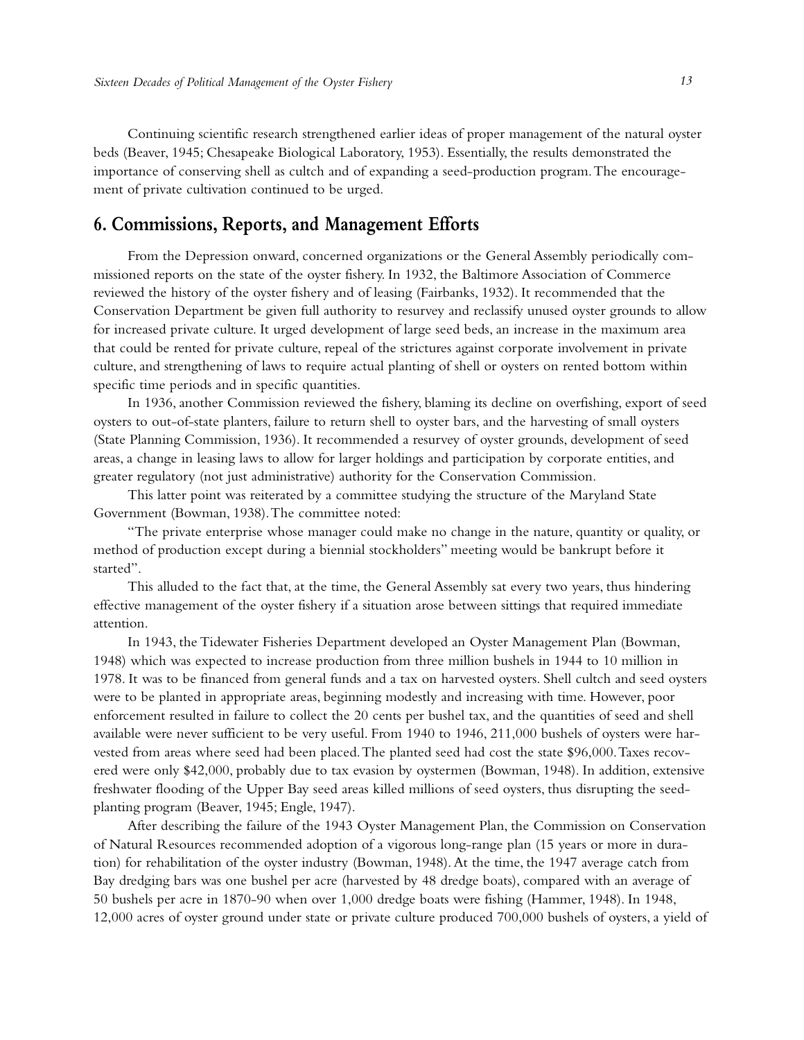Continuing scientific research strengthened earlier ideas of proper management of the natural oyster beds (Beaver, 1945; Chesapeake Biological Laboratory, 1953). Essentially, the results demonstrated the importance of conserving shell as cultch and of expanding a seed-production program. The encouragement of private cultivation continued to be urged.

## 6. Commissions, Reports, and Management Efforts

From the Depression onward, concerned organizations or the General Assembly periodically commissioned reports on the state of the oyster fishery. In 1932, the Baltimore Association of Commerce reviewed the history of the oyster fishery and of leasing (Fairbanks, 1932). It recommended that the Conservation Department be given full authority to resurvey and reclassify unused oyster grounds to allow for increased private culture. It urged development of large seed beds, an increase in the maximum area that could be rented for private culture, repeal of the strictures against corporate involvement in private culture, and strengthening of laws to require actual planting of shell or oysters on rented bottom within specific time periods and in specific quantities.

In 1936, another Commission reviewed the fishery, blaming its decline on overfishing, export of seed oysters to out-of-state planters, failure to return shell to oyster bars, and the harvesting of small oysters (State Planning Commission, 1936). It recommended a resurvey of oyster grounds, development of seed areas, a change in leasing laws to allow for larger holdings and participation by corporate entities, and greater regulatory (not just administrative) authority for the Conservation Commission.

This latter point was reiterated by a committee studying the structure of the Maryland State Government (Bowman, 1938). The committee noted:

"The private enterprise whose manager could make no change in the nature, quantity or quality, or method of production except during a biennial stockholders" meeting would be bankrupt before it started".

This alluded to the fact that, at the time, the General Assembly sat every two years, thus hindering effective management of the oyster fishery if a situation arose between sittings that required immediate attention.

In 1943, the Tidewater Fisheries Department developed an Oyster Management Plan (Bowman, 1948) which was expected to increase production from three million bushels in 1944 to 10 million in 1978. It was to be financed from general funds and a tax on harvested oysters. Shell cultch and seed oysters were to be planted in appropriate areas, beginning modestly and increasing with time. However, poor enforcement resulted in failure to collect the 20 cents per bushel tax, and the quantities of seed and shell available were never sufficient to be very useful. From 1940 to 1946, 211,000 bushels of oysters were harvested from areas where seed had been placed. The planted seed had cost the state $96,000. Taxes recovered were only $42,000, probably due to tax evasion by oystermen (Bowman, 1948). In addition, extensive freshwater flooding of the Upper Bay seed areas killed millions of seed oysters, thus disrupting the seed-planting program (Beaver, 1945; Engle, 1947).

After describing the failure of the 1943 Oyster Management Plan, the Commission on Conservation of Natural Resources recommended adoption of a vigorous long-range plan (15 years or more in duration) for rehabilitation of the oyster industry (Bowman, 1948). At the time, the 1947 average catch from Bay dredging bars was one bushel per acre (harvested by 48 dredge boats), compared with an average of 50 bushels per acre in 1870-90 when over 1,000 dredge boats were fishing (Hammer, 1948). In 1948, 12,000 acres of oyster ground under state or private culture produced 700,000 bushels of oysters, a yield of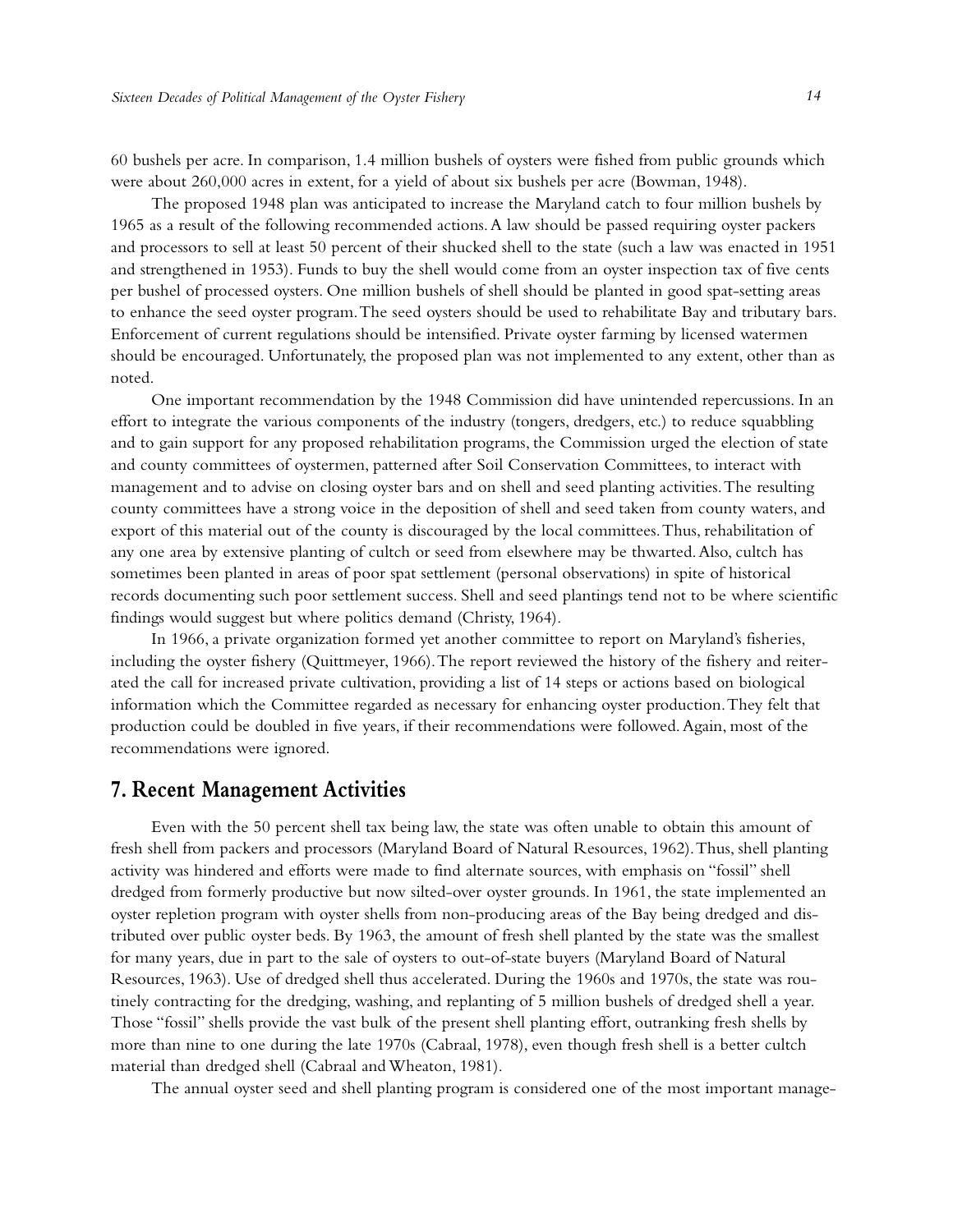60 bushels per acre. In comparison, 1.4 million bushels of oysters were fished from public grounds which were about 260,000 acres in extent, for a yield of about six bushels per acre (Bowman, 1948).

The proposed 1948 plan was anticipated to increase the Maryland catch to four million bushels by 1965 as a result of the following recommended actions. A law should be passed requiring oyster packers and processors to sell at least 50 percent of their shucked shell to the state (such a law was enacted in 1951 and strengthened in 1953). Funds to buy the shell would come from an oyster inspection tax of five cents per bushel of processed oysters. One million bushels of shell should be planted in good spat-setting areas to enhance the seed oyster program. The seed oysters should be used to rehabilitate Bay and tributary bars. Enforcement of current regulations should be intensified. Private oyster farming by licensed watermen should be encouraged. Unfortunately, the proposed plan was not implemented to any extent, other than as noted.

One important recommendation by the 1948 Commission did have unintended repercussions. In an effort to integrate the various components of the industry (tongers, dredgers, etc.) to reduce squabbling and to gain support for any proposed rehabilitation programs, the Commission urged the election of state and county committees of oystermen, patterned after Soil Conservation Committees, to interact with management and to advise on closing oyster bars and on shell and seed planting activities. The resulting county committees have a strong voice in the deposition of shell and seed taken from county waters, and export of this material out of the county is discouraged by the local committees. Thus, rehabilitation of any one area by extensive planting of cultch or seed from elsewhere may be thwarted. Also, cultch has sometimes been planted in areas of poor spat settlement (personal observations) in spite of historical records documenting such poor settlement success. Shell and seed plantings tend not to be where scientific findings would suggest but where politics demand (Christy, 1964).

In 1966, a private organization formed yet another committee to report on Maryland's fisheries, including the oyster fishery (Quittmeyer, 1966). The report reviewed the history of the fishery and reiterated the call for increased private cultivation, providing a list of 14 steps or actions based on biological information which the Committee regarded as necessary for enhancing oyster production. They felt that production could be doubled in five years, if their recommendations were followed. Again, most of the recommendations were ignored.

## 7. Recent Management Activities

Even with the 50 percent shell tax being law, the state was often unable to obtain this amount of fresh shell from packers and processors (Maryland Board of Natural Resources, 1962). Thus, shell planting activity was hindered and efforts were made to find alternate sources, with emphasis on "fossil" shell dredged from formerly productive but now silted-over oyster grounds. In 1961, the state implemented an oyster repletion program with oyster shells from non-producing areas of the Bay being dredged and distributed over public oyster beds. By 1963, the amount of fresh shell planted by the state was the smallest for many years, due in part to the sale of oysters to out-of-state buyers (Maryland Board of Natural Resources, 1963). Use of dredged shell thus accelerated. During the 1960s and 1970s, the state was routinely contracting for the dredging, washing, and replanting of 5 million bushels of dredged shell a year. Those "fossil" shells provide the vast bulk of the present shell planting effort, outranking fresh shells by more than nine to one during the late 1970s (Cabraal, 1978), even though fresh shell is a better cultch material than dredged shell (Cabraal and Wheaton, 1981).

The annual oyster seed and shell planting program is considered one of the most important manage-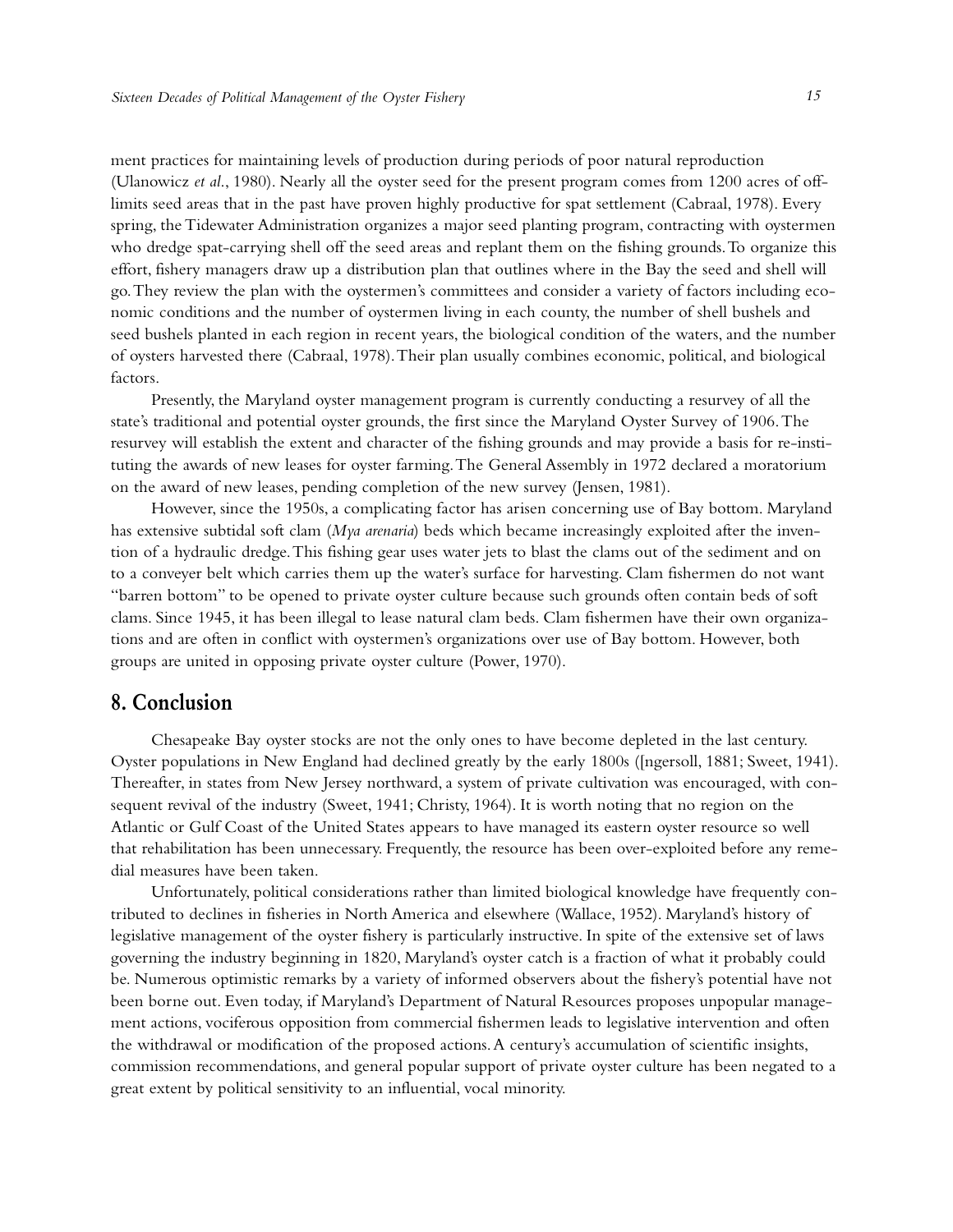ment practices for maintaining levels of production during periods of poor natural reproduction (Ulanowicz *et al.*, 1980). Nearly all the oyster seed for the present program comes from 1200 acres of off-limits seed areas that in the past have proven highly productive for spat settlement (Cabraal, 1978). Every spring, the Tidewater Administration organizes a major seed planting program, contracting with oystermen who dredge spat-carrying shell off the seed areas and replant them on the fishing grounds. To organize this effort, fishery managers draw up a distribution plan that outlines where in the Bay the seed and shell will go. They review the plan with the oystermen's committees and consider a variety of factors including economic conditions and the number of oystermen living in each county, the number of shell bushels and seed bushels planted in each region in recent years, the biological condition of the waters, and the number of oysters harvested there (Cabraal, 1978). Their plan usually combines economic, political, and biological factors.

Presently, the Maryland oyster management program is currently conducting a resurvey of all the state's traditional and potential oyster grounds, the first since the Maryland Oyster Survey of 1906. The resurvey will establish the extent and character of the fishing grounds and may provide a basis for re-instituting the awards of new leases for oyster farming. The General Assembly in 1972 declared a moratorium on the award of new leases, pending completion of the new survey (Jensen, 1981).

However, since the 1950s, a complicating factor has arisen concerning use of Bay bottom. Maryland has extensive subtidal soft clam (*Mya arenaria*) beds which became increasingly exploited after the invention of a hydraulic dredge. This fishing gear uses water jets to blast the clams out of the sediment and on to a conveyer belt which carries them up the water's surface for harvesting. Clam fishermen do not want "barren bottom" to be opened to private oyster culture because such grounds often contain beds of soft clams. Since 1945, it has been illegal to lease natural clam beds. Clam fishermen have their own organizations and are often in conflict with oystermen's organizations over use of Bay bottom. However, both groups are united in opposing private oyster culture (Power, 1970).

## 8. Conclusion

Chesapeake Bay oyster stocks are not the only ones to have become depleted in the last century. Oyster populations in New England had declined greatly by the early 1800s ([ngersoll, 1881; Sweet, 1941). Thereafter, in states from New Jersey northward, a system of private cultivation was encouraged, with consequent revival of the industry (Sweet, 1941; Christy, 1964). It is worth noting that no region on the Atlantic or Gulf Coast of the United States appears to have managed its eastern oyster resource so well that rehabilitation has been unnecessary. Frequently, the resource has been over-exploited before any remedial measures have been taken.

Unfortunately, political considerations rather than limited biological knowledge have frequently contributed to declines in fisheries in North America and elsewhere (Wallace, 1952). Maryland's history of legislative management of the oyster fishery is particularly instructive. In spite of the extensive set of laws governing the industry beginning in 1820, Maryland's oyster catch is a fraction of what it probably could be. Numerous optimistic remarks by a variety of informed observers about the fishery's potential have not been borne out. Even today, if Maryland's Department of Natural Resources proposes unpopular management actions, vociferous opposition from commercial fishermen leads to legislative intervention and often the withdrawal or modification of the proposed actions. A century's accumulation of scientific insights, commission recommendations, and general popular support of private oyster culture has been negated to a great extent by political sensitivity to an influential, vocal minority.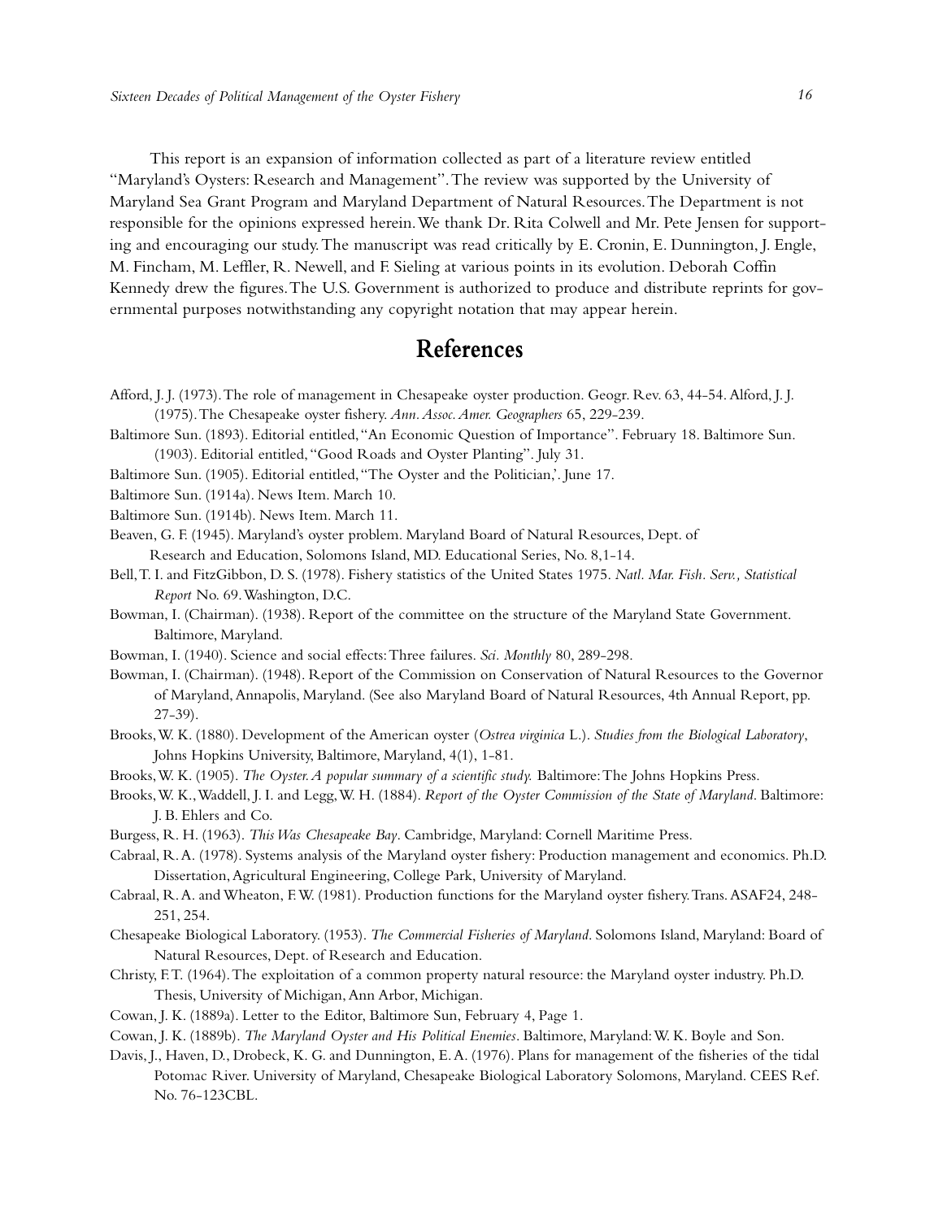This report is an expansion of information collected as part of a literature review entitled "Maryland's Oysters: Research and Management". The review was supported by the University of Maryland Sea Grant Program and Maryland Department of Natural Resources. The Department is not responsible for the opinions expressed herein. We thank Dr. Rita Colwell and Mr. Pete Jensen for supporting and encouraging our study. The manuscript was read critically by E. Cronin, E. Dunnington, J. Engle, M. Fincham, M. Leffler, R. Newell, and F. Sieling at various points in its evolution. Deborah Coffin Kennedy drew the figures. The U.S. Government is authorized to produce and distribute reprints for governmental purposes notwithstanding any copyright notation that may appear herein.

## References

Afford, J. J. (1973). The role of management in Chesapeake oyster production. Geogr. Rev. 63, 44-54. Alford, J. J. (1975). The Chesapeake oyster fishery. *Ann. Assoc. Amer. Geographers* 65, 229-239.

Baltimore Sun. (1893). Editorial entitled, "An Economic Question of Importance". February 18. Baltimore Sun. (1903). Editorial entitled, "Good Roads and Oyster Planting". July 31.

Baltimore Sun. (1905). Editorial entitled, "The Oyster and the Politician,'. June 17.

Baltimore Sun. (1914a). News Item. March 10.

Baltimore Sun. (1914b). News Item. March 11.

Beaven, G. F. (1945). Maryland's oyster problem. Maryland Board of Natural Resources, Dept. of Research and Education, Solomons Island, MD. Educational Series, No. 8,1-14.

Bell, T. I. and FitzGibbon, D. S. (1978). Fishery statistics of the United States 1975. *Natl. Mar. Fish. Serv., Statistical Report* No. 69. Washington, D.C.

Bowman, I. (Chairman). (1938). Report of the committee on the structure of the Maryland State Government. Baltimore, Maryland.

Bowman, I. (1940). Science and social effects: Three failures. *Sci. Monthly* 80, 289-298.

Bowman, I. (Chairman). (1948). Report of the Commission on Conservation of Natural Resources to the Governor of Maryland, Annapolis, Maryland. (See also Maryland Board of Natural Resources, 4th Annual Report, pp. 27-39).

Brooks, W. K. (1880). Development of the American oyster (*Ostrea virginica* L.). *Studies from the Biological Laboratory*, Johns Hopkins University, Baltimore, Maryland, 4(1), 1-81.

Brooks, W. K. (1905). *The Oyster. A popular summary of a scientific study.* Baltimore: The Johns Hopkins Press.

Brooks, W. K., Waddell, J. I. and Legg, W. H. (1884). *Report of the Oyster Commission of the State of Maryland*. Baltimore: J. B. Ehlers and Co.

Burgess, R. H. (1963). *This Was Chesapeake Bay*. Cambridge, Maryland: Cornell Maritime Press.

Cabraal, R. A. (1978). Systems analysis of the Maryland oyster fishery: Production management and economics. Ph.D. Dissertation, Agricultural Engineering, College Park, University of Maryland.

Cabraal, R. A. and Wheaton, F. W. (1981). Production functions for the Maryland oyster fishery. Trans. ASAF24, 248-251, 254.

Chesapeake Biological Laboratory. (1953). *The Commercial Fisheries of Maryland*. Solomons Island, Maryland: Board of Natural Resources, Dept. of Research and Education.

Christy, F. T. (1964). The exploitation of a common property natural resource: the Maryland oyster industry. Ph.D. Thesis, University of Michigan, Ann Arbor, Michigan.

Cowan, J. K. (1889a). Letter to the Editor, Baltimore Sun, February 4, Page 1.

Cowan, J. K. (1889b). *The Maryland Oyster and His Political Enemies*. Baltimore, Maryland: W. K. Boyle and Son.

Davis, J., Haven, D., Drobeck, K. G. and Dunnington, E. A. (1976). Plans for management of the fisheries of the tidal Potomac River. University of Maryland, Chesapeake Biological Laboratory Solomons, Maryland. CEES Ref. No. 76-123CBL.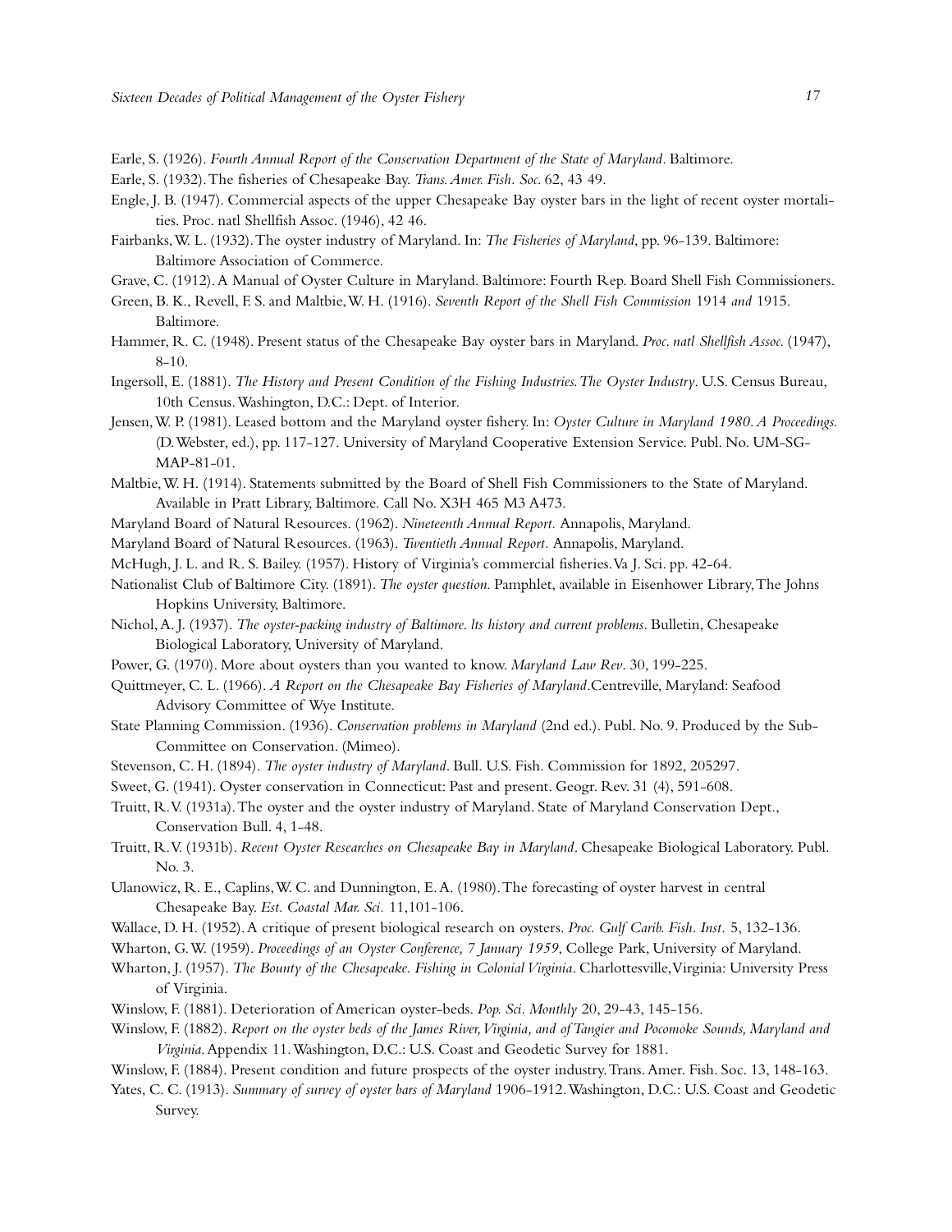Earle, S. (1926). *Fourth Annual Report of the Conservation Department of the State of Maryland*. Baltimore.

Earle, S. (1932). The fisheries of Chesapeake Bay. *Trans. Amer. Fish. Soc.* 62, 43 49.

Engle, J. B. (1947). Commercial aspects of the upper Chesapeake Bay oyster bars in the light of recent oyster mortalities. Proc. natl Shellfish Assoc. (1946), 42 46.

Fairbanks, W. L. (1932). The oyster industry of Maryland. In: *The Fisheries of Maryland*, pp. 96-139. Baltimore: Baltimore Association of Commerce.

Grave, C. (1912). A Manual of Oyster Culture in Maryland. Baltimore: Fourth Rep. Board Shell Fish Commissioners.

Green, B. K., Revell, F. S. and Maltbie, W. H. (1916). *Seventh Report of the Shell Fish Commission* 1914 *and* 1915. Baltimore.

Hammer, R. C. (1948). Present status of the Chesapeake Bay oyster bars in Maryland. *Proc. natl Shellfish Assoc.* (1947), 8-10.

Ingersoll, E. (1881). *The History and Present Condition of the Fishing Industries. The Oyster Industry*. U.S. Census Bureau, 10th Census. Washington, D.C.: Dept. of Interior.

Jensen, W. P. (1981). Leased bottom and the Maryland oyster fishery. In: *Oyster Culture in Maryland 1980. A Proceedings.* (D. Webster, ed.), pp. 117-127. University of Maryland Cooperative Extension Service. Publ. No. UM-SG-MAP-81-01.

Maltbie, W. H. (1914). Statements submitted by the Board of Shell Fish Commissioners to the State of Maryland. Available in Pratt Library, Baltimore. Call No. X3H 465 M3 A473.

Maryland Board of Natural Resources. (1962). *Nineteenth Annual Report.* Annapolis, Maryland.

Maryland Board of Natural Resources. (1963). *Twentieth Annual Report.* Annapolis, Maryland.

McHugh, J. L. and R. S. Bailey. (1957). History of Virginia's commercial fisheries. Va J. Sci. pp. 42-64.

Nationalist Club of Baltimore City. (1891). *The oyster question.* Pamphlet, available in Eisenhower Library, The Johns Hopkins University, Baltimore.

Nichol, A. J. (1937). *The oyster-packing industry of Baltimore. Its history and current problems*. Bulletin, Chesapeake Biological Laboratory, University of Maryland.

Power, G. (1970). More about oysters than you wanted to know. *Maryland Law Rev*. 30, 199-225.

Quittmeyer, C. L. (1966). *A Report on the Chesapeake Bay Fisheries of Maryland*. Centreville, Maryland: Seafood Advisory Committee of Wye Institute.

State Planning Commission. (1936). *Conservation problems in Maryland* (2nd ed.). Publ. No. 9. Produced by the Sub-Committee on Conservation. (Mimeo).

Stevenson, C. H. (1894). *The oyster industry of Maryland*. Bull. U.S. Fish. Commission for 1892, 205297.

Sweet, G. (1941). Oyster conservation in Connecticut: Past and present. Geogr. Rev. 31 (4), 591-608.

Truitt, R. V. (1931a). The oyster and the oyster industry of Maryland. State of Maryland Conservation Dept., Conservation Bull. 4, 1-48.

Truitt, R. V. (1931b). *Recent Oyster Researches on Chesapeake Bay in Maryland*. Chesapeake Biological Laboratory. Publ. No. 3.

Ulanowicz, R. E., Caplins, W. C. and Dunnington, E. A. (1980). The forecasting of oyster harvest in central Chesapeake Bay. *Est. Coastal Mar. Sci.* 11,101-106.

Wallace, D. H. (1952). A critique of present biological research on oysters. *Proc. Gulf Carib. Fish. Inst.* 5, 132-136.

Wharton, G. W. (1959). *Proceedings of an Oyster Conference, 7 January 1959*, College Park, University of Maryland.

Wharton, J. (1957). *The Bounty of the Chesapeake. Fishing in Colonial Virginia*. Charlottesville, Virginia: University Press of Virginia.

Winslow, F. (1881). Deterioration of American oyster-beds. *Pop. Sci. Monthly* 20, 29-43, 145-156.

Winslow, F. (1882). *Report on the oyster beds of the James River, Virginia, and of Tangier and Pocomoke Sounds, Maryland and Virginia*. Appendix 11. Washington, D.C.: U.S. Coast and Geodetic Survey for 1881.

Winslow, F. (1884). Present condition and future prospects of the oyster industry. Trans. Amer. Fish. Soc. 13, 148-163.

Yates, C. C. (1913). *Summary of survey of oyster bars of Maryland* 1906-1912. Washington, D.C.: U.S. Coast and Geodetic Survey.